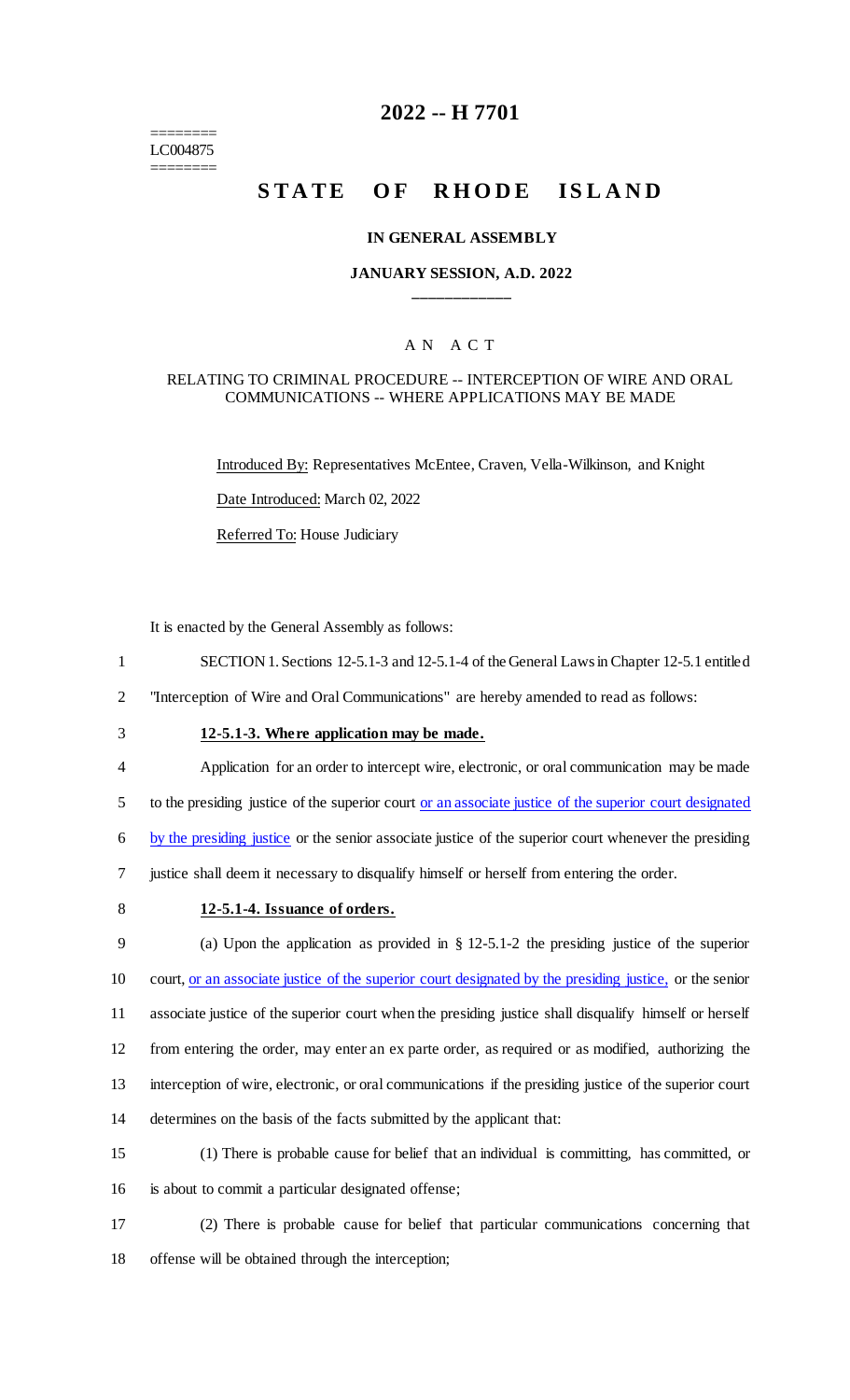========
LC004875
========

# 2022 -- H 7701

# STATE OF RHODE ISLAND

**IN GENERAL ASSEMBLY**

**JANUARY SESSION, A.D. 2022**

\_\_\_\_\_\_\_\_\_\_\_\_

A N A C T

RELATING TO CRIMINAL PROCEDURE -- INTERCEPTION OF WIRE AND ORAL COMMUNICATIONS -- WHERE APPLICATIONS MAY BE MADE

Introduced By: Representatives McEntee, Craven, Vella-Wilkinson, and Knight

Date Introduced: March 02, 2022

Referred To: House Judiciary

It is enacted by the General Assembly as follows:

1 SECTION 1. Sections 12-5.1-3 and 12-5.1-4 of the General Laws in Chapter 12-5.1 entitled
2 "Interception of Wire and Oral Communications" are hereby amended to read as follows:

3 **12-5.1-3. Where application may be made.**

4 Application for an order to intercept wire, electronic, or oral communication may be made
5 to the presiding justice of the superior court <u>or an associate justice of the superior court designated</u>
6 <u>by the presiding justice</u> or the senior associate justice of the superior court whenever the presiding
7 justice shall deem it necessary to disqualify himself or herself from entering the order.

8 **12-5.1-4. Issuance of orders.**

9 (a) Upon the application as provided in § 12-5.1-2 the presiding justice of the superior
10 court, <u>or an associate justice of the superior court designated by the presiding justice,</u> or the senior
11 associate justice of the superior court when the presiding justice shall disqualify himself or herself
12 from entering the order, may enter an ex parte order, as required or as modified, authorizing the
13 interception of wire, electronic, or oral communications if the presiding justice of the superior court
14 determines on the basis of the facts submitted by the applicant that:

15 (1) There is probable cause for belief that an individual is committing, has committed, or
16 is about to commit a particular designated offense;

17 (2) There is probable cause for belief that particular communications concerning that
18 offense will be obtained through the interception;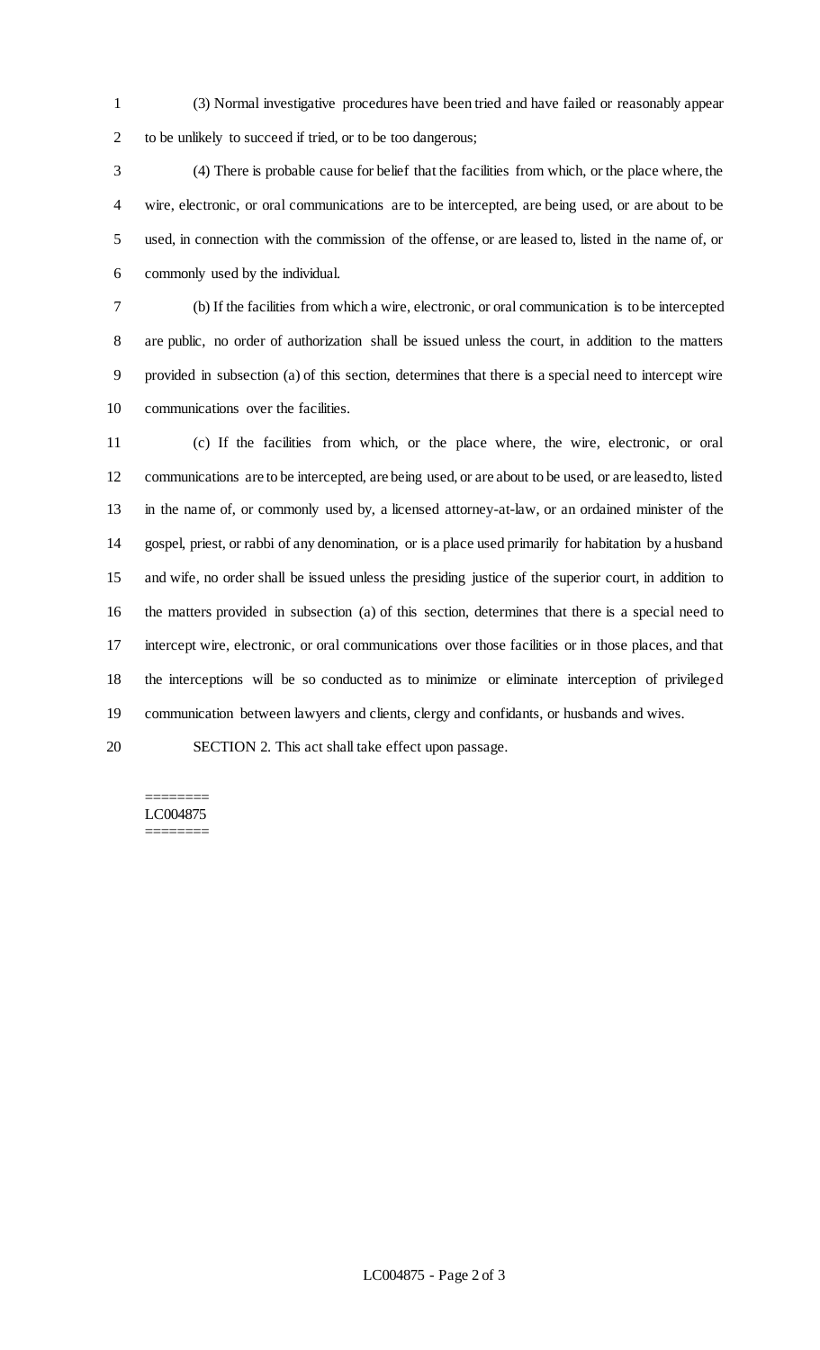(3) Normal investigative procedures have been tried and have failed or reasonably appear to be unlikely to succeed if tried, or to be too dangerous;

(4) There is probable cause for belief that the facilities from which, or the place where, the wire, electronic, or oral communications are to be intercepted, are being used, or are about to be used, in connection with the commission of the offense, or are leased to, listed in the name of, or commonly used by the individual.

(b) If the facilities from which a wire, electronic, or oral communication is to be intercepted are public, no order of authorization shall be issued unless the court, in addition to the matters provided in subsection (a) of this section, determines that there is a special need to intercept wire communications over the facilities.

(c) If the facilities from which, or the place where, the wire, electronic, or oral communications are to be intercepted, are being used, or are about to be used, or are leased to, listed in the name of, or commonly used by, a licensed attorney-at-law, or an ordained minister of the gospel, priest, or rabbi of any denomination, or is a place used primarily for habitation by a husband and wife, no order shall be issued unless the presiding justice of the superior court, in addition to the matters provided in subsection (a) of this section, determines that there is a special need to intercept wire, electronic, or oral communications over those facilities or in those places, and that the interceptions will be so conducted as to minimize or eliminate interception of privileged communication between lawyers and clients, clergy and confidants, or husbands and wives.

SECTION 2. This act shall take effect upon passage.

========
LC004875
========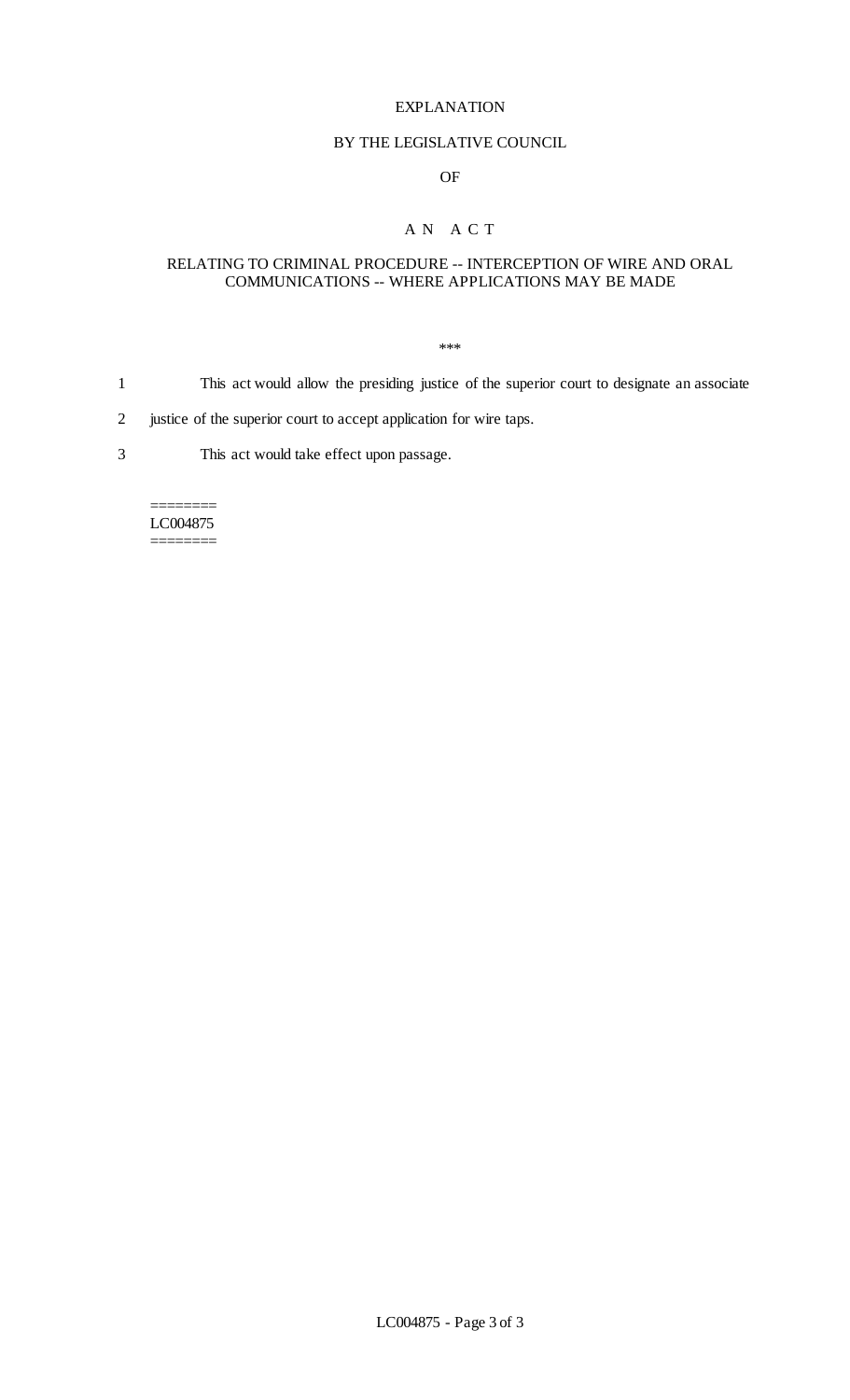EXPLANATION

BY THE LEGISLATIVE COUNCIL

OF

# A N A C T

RELATING TO CRIMINAL PROCEDURE -- INTERCEPTION OF WIRE AND ORAL COMMUNICATIONS -- WHERE APPLICATIONS MAY BE MADE

\*\*\*

This act would allow the presiding justice of the superior court to designate an associate justice of the superior court to accept application for wire taps.

This act would take effect upon passage.

========
LC004875
========